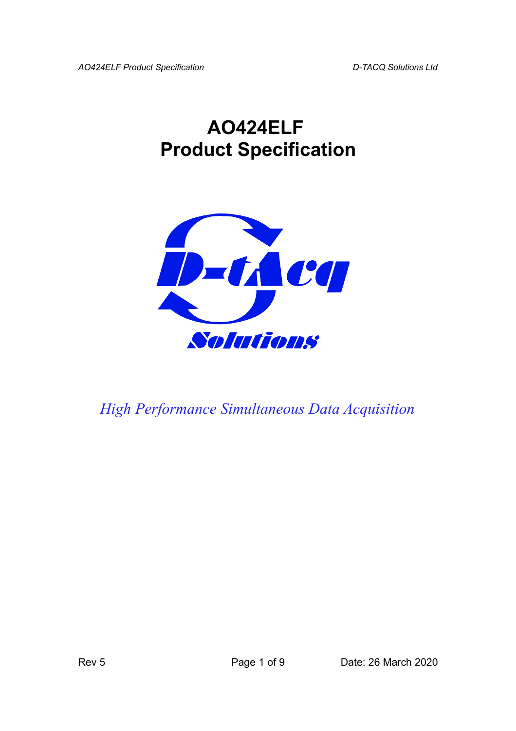# AO424ELF
# Product Specification

*High Performance Simultaneous Data Acquisition*

Rev 5

Date: 26 March 2020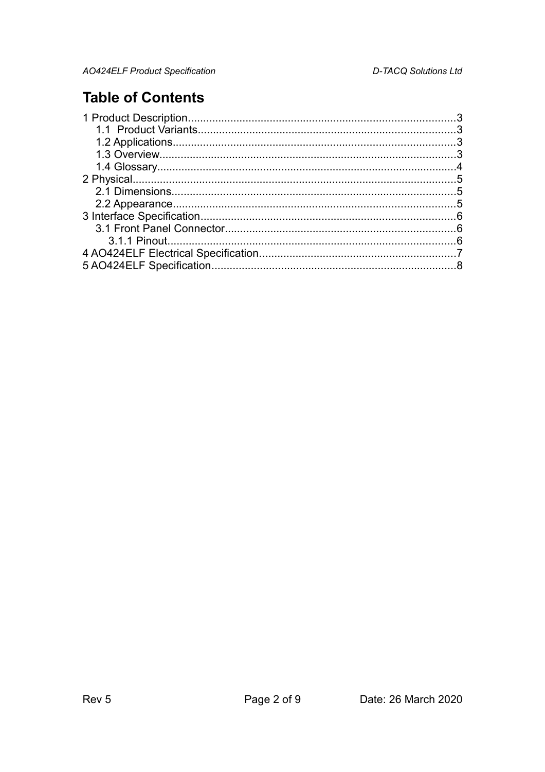# Table of Contents

1 Product Description.......................................................................................3

1.1 Product Variants....................................................................................3

1.2 Applications............................................................................................3

1.3 Overview.................................................................................................3

1.4 Glossary..................................................................................................4

2 Physical..........................................................................................................5

2.1 Dimensions.............................................................................................5

2.2 Appearance.............................................................................................5

3 Interface Specification...................................................................................6

3.1 Front Panel Connector...........................................................................6

3.1.1 Pinout..............................................................................................6

4 AO424ELF Electrical Specification................................................................7

5 AO424ELF Specification................................................................................8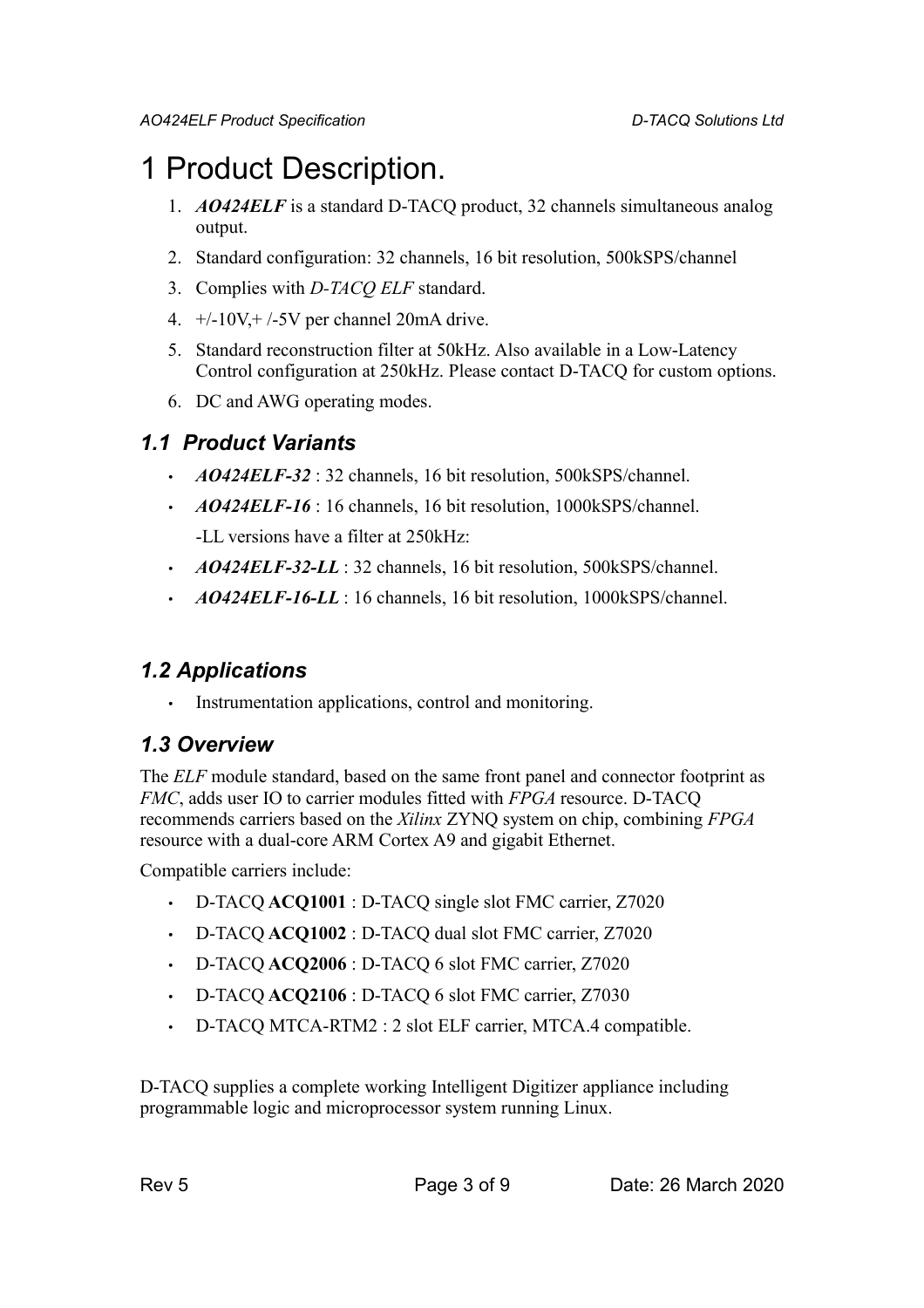#  1 Product Description.

1. ***AO424ELF*** is a standard D-TACQ product, 32 channels simultaneous analog output.
2. Standard configuration: 32 channels, 16 bit resolution, 500kSPS/channel
3. Complies with *D-TACQ ELF* standard.
4. +/-10V,+ /-5V per channel 20mA drive.
5. Standard reconstruction filter at 50kHz. Also available in a Low-Latency Control configuration at 250kHz. Please contact D-TACQ for custom options.
6. DC and AWG operating modes.

## *1.1 Product Variants*

- ***AO424ELF-32*** : 32 channels, 16 bit resolution, 500kSPS/channel.
- ***AO424ELF-16*** : 16 channels, 16 bit resolution, 1000kSPS/channel.

  -LL versions have a filter at 250kHz:
- ***AO424ELF-32-LL*** : 32 channels, 16 bit resolution, 500kSPS/channel.
- ***AO424ELF-16-LL*** : 16 channels, 16 bit resolution, 1000kSPS/channel.

## *1.2 Applications*

- Instrumentation applications, control and monitoring.

## *1.3 Overview*

The *ELF* module standard, based on the same front panel and connector footprint as *FMC*, adds user IO to carrier modules fitted with *FPGA* resource. D-TACQ recommends carriers based on the *Xilinx* ZYNQ system on chip, combining *FPGA* resource with a dual-core ARM Cortex A9 and gigabit Ethernet.

Compatible carriers include:

- D-TACQ **ACQ1001** : D-TACQ single slot FMC carrier, Z7020
- D-TACQ **ACQ1002** : D-TACQ dual slot FMC carrier, Z7020
- D-TACQ **ACQ2006** : D-TACQ 6 slot FMC carrier, Z7020
- D-TACQ **ACQ2106** : D-TACQ 6 slot FMC carrier, Z7030
- D-TACQ MTCA-RTM2 : 2 slot ELF carrier, MTCA.4 compatible.

D-TACQ supplies a complete working Intelligent Digitizer appliance including programmable logic and microprocessor system running Linux.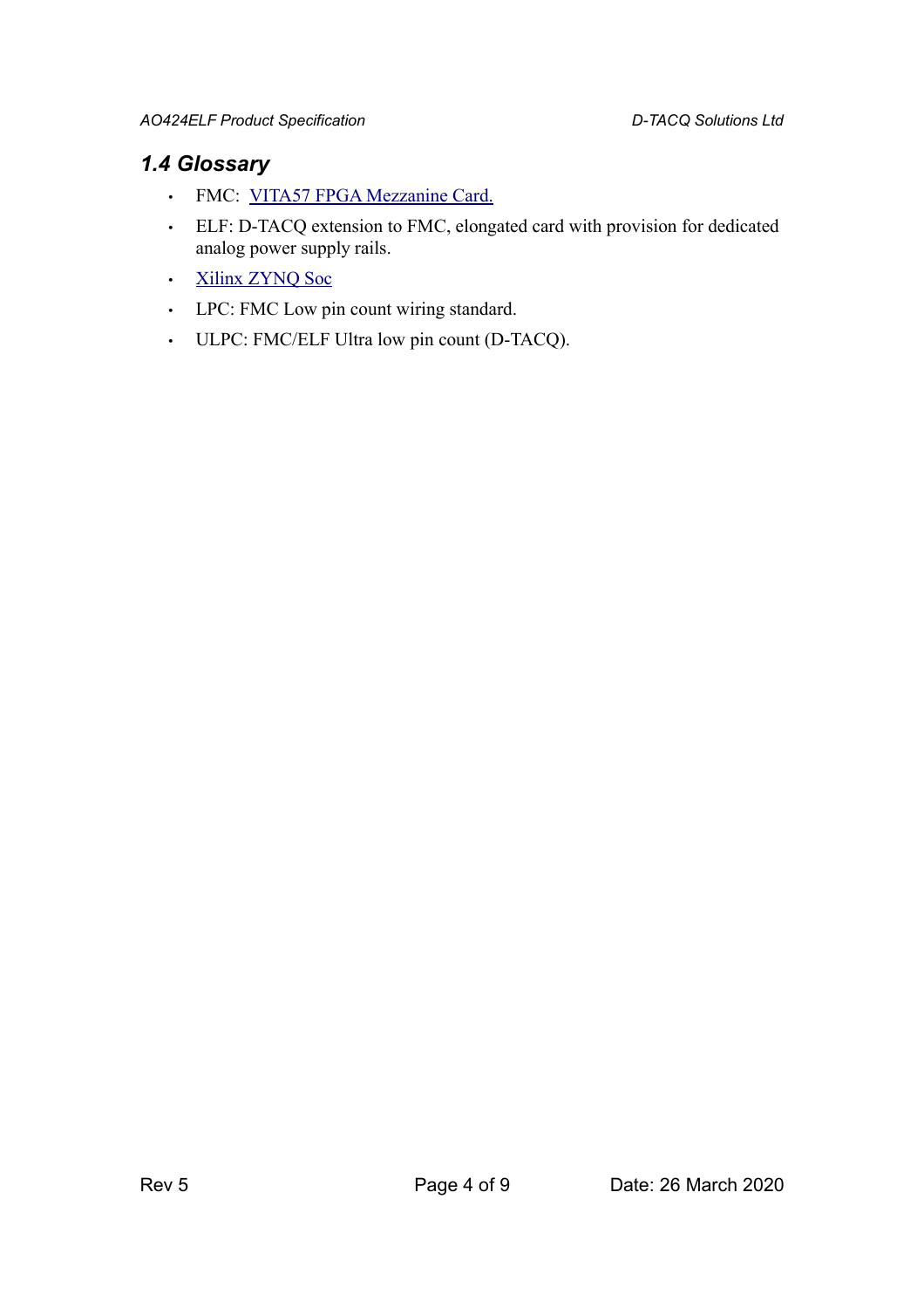### 1.4 Glossary

- FMC: VITA57 FPGA Mezzanine Card.
- ELF: D-TACQ extension to FMC, elongated card with provision for dedicated analog power supply rails.
- Xilinx ZYNQ Soc
- LPC: FMC Low pin count wiring standard.
- ULPC: FMC/ELF Ultra low pin count (D-TACQ).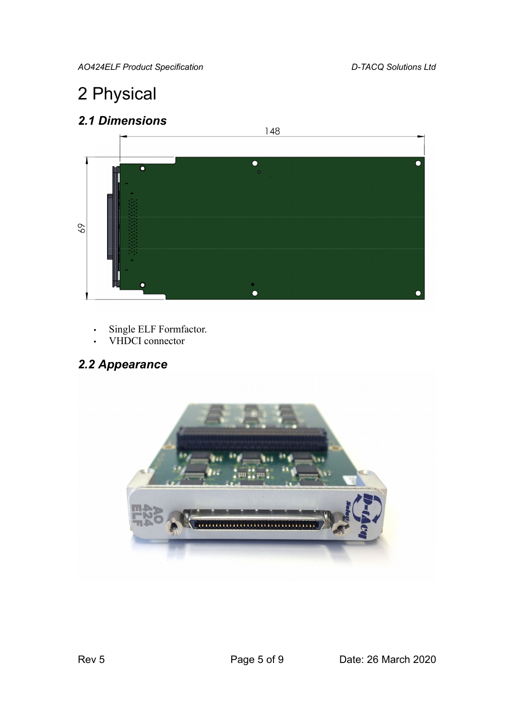# 2 Physical

## 2.1 Dimensions

- Single ELF Formfactor.
- VHDCI connector

## 2.2 Appearance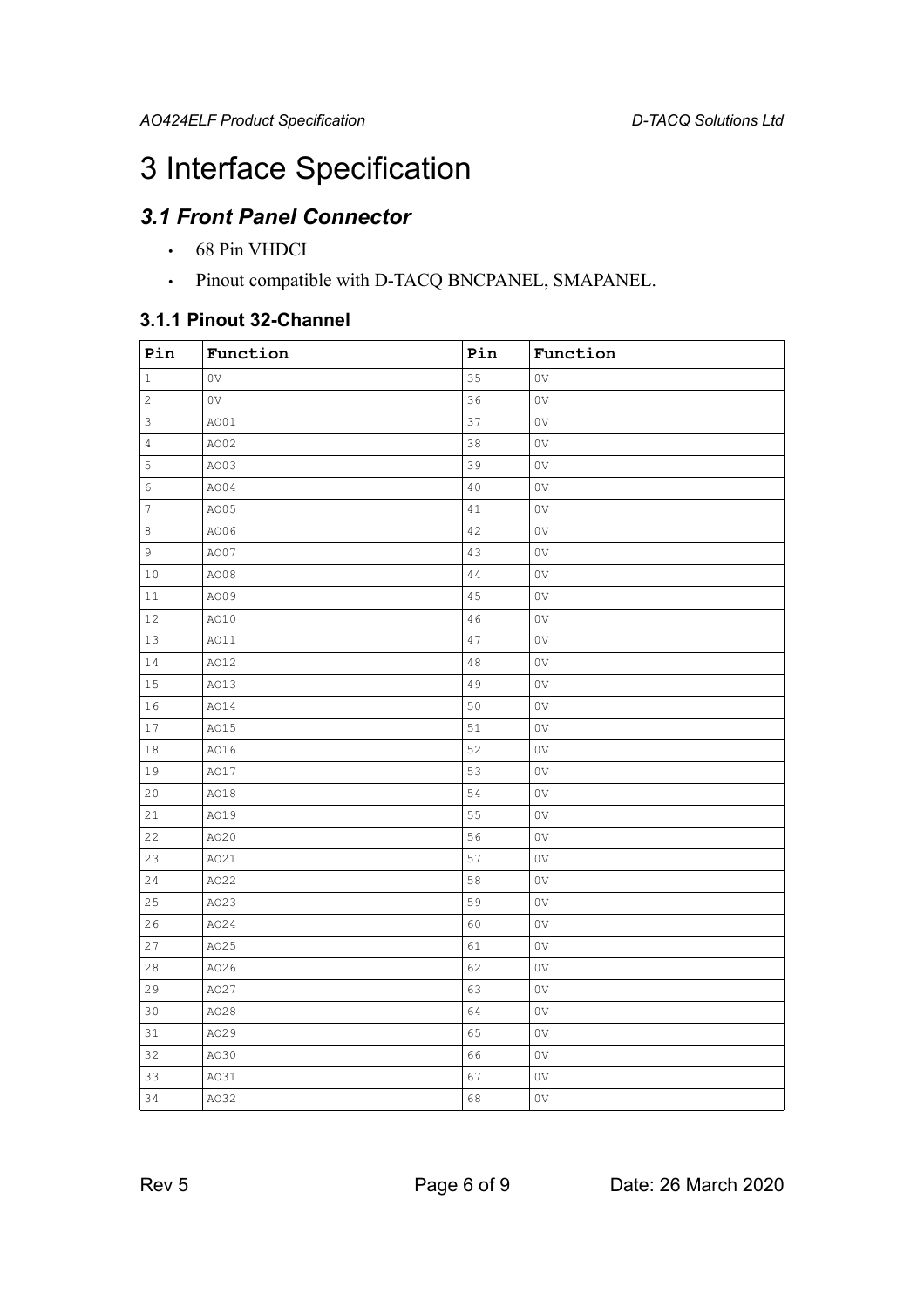# 3 Interface Specification

## *3.1 Front Panel Connector*

- 68 Pin VHDCI
- Pinout compatible with D-TACQ BNCPANEL, SMAPANEL.

### 3.1.1 Pinout 32-Channel

| Pin | Function | Pin | Function |
|---|---|---|---|
| 1 | 0V | 35 | 0V |
| 2 | 0V | 36 | 0V |
| 3 | AO01 | 37 | 0V |
| 4 | AO02 | 38 | 0V |
| 5 | AO03 | 39 | 0V |
| 6 | AO04 | 40 | 0V |
| 7 | AO05 | 41 | 0V |
| 8 | AO06 | 42 | 0V |
| 9 | AO07 | 43 | 0V |
| 10 | AO08 | 44 | 0V |
| 11 | AO09 | 45 | 0V |
| 12 | AO10 | 46 | 0V |
| 13 | AO11 | 47 | 0V |
| 14 | AO12 | 48 | 0V |
| 15 | AO13 | 49 | 0V |
| 16 | AO14 | 50 | 0V |
| 17 | AO15 | 51 | 0V |
| 18 | AO16 | 52 | 0V |
| 19 | AO17 | 53 | 0V |
| 20 | AO18 | 54 | 0V |
| 21 | AO19 | 55 | 0V |
| 22 | AO20 | 56 | 0V |
| 23 | AO21 | 57 | 0V |
| 24 | AO22 | 58 | 0V |
| 25 | AO23 | 59 | 0V |
| 26 | AO24 | 60 | 0V |
| 27 | AO25 | 61 | 0V |
| 28 | AO26 | 62 | 0V |
| 29 | AO27 | 63 | 0V |
| 30 | AO28 | 64 | 0V |
| 31 | AO29 | 65 | 0V |
| 32 | AO30 | 66 | 0V |
| 33 | AO31 | 67 | 0V |
| 34 | AO32 | 68 | 0V |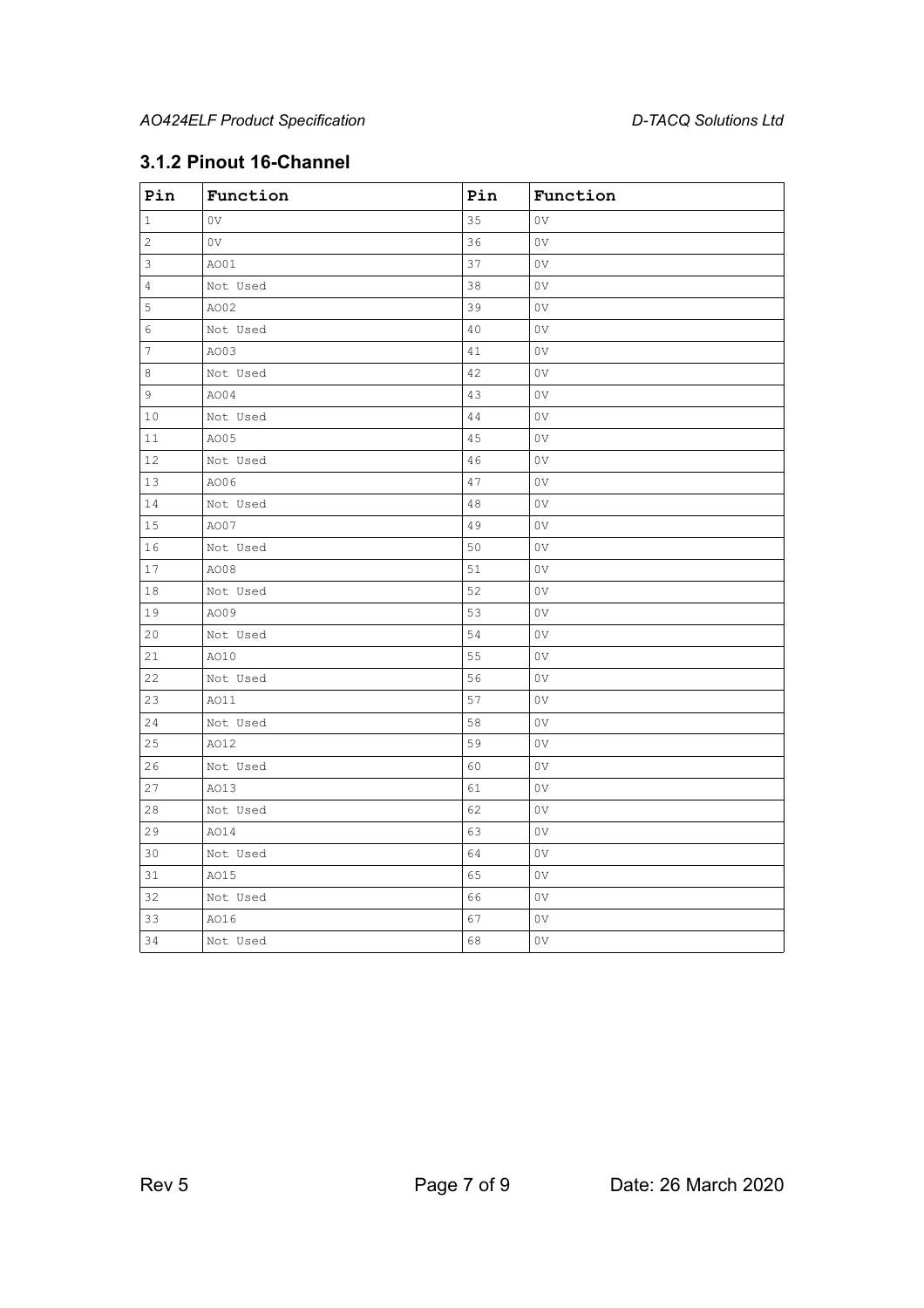### 3.1.2 Pinout 16-Channel

| Pin | Function | Pin | Function |
|---|---|---|---|
| 1 | 0V | 35 | 0V |
| 2 | 0V | 36 | 0V |
| 3 | AO01 | 37 | 0V |
| 4 | Not Used | 38 | 0V |
| 5 | AO02 | 39 | 0V |
| 6 | Not Used | 40 | 0V |
| 7 | AO03 | 41 | 0V |
| 8 | Not Used | 42 | 0V |
| 9 | AO04 | 43 | 0V |
| 10 | Not Used | 44 | 0V |
| 11 | AO05 | 45 | 0V |
| 12 | Not Used | 46 | 0V |
| 13 | AO06 | 47 | 0V |
| 14 | Not Used | 48 | 0V |
| 15 | AO07 | 49 | 0V |
| 16 | Not Used | 50 | 0V |
| 17 | AO08 | 51 | 0V |
| 18 | Not Used | 52 | 0V |
| 19 | AO09 | 53 | 0V |
| 20 | Not Used | 54 | 0V |
| 21 | AO10 | 55 | 0V |
| 22 | Not Used | 56 | 0V |
| 23 | AO11 | 57 | 0V |
| 24 | Not Used | 58 | 0V |
| 25 | AO12 | 59 | 0V |
| 26 | Not Used | 60 | 0V |
| 27 | AO13 | 61 | 0V |
| 28 | Not Used | 62 | 0V |
| 29 | AO14 | 63 | 0V |
| 30 | Not Used | 64 | 0V |
| 31 | AO15 | 65 | 0V |
| 32 | Not Used | 66 | 0V |
| 33 | AO16 | 67 | 0V |
| 34 | Not Used | 68 | 0V |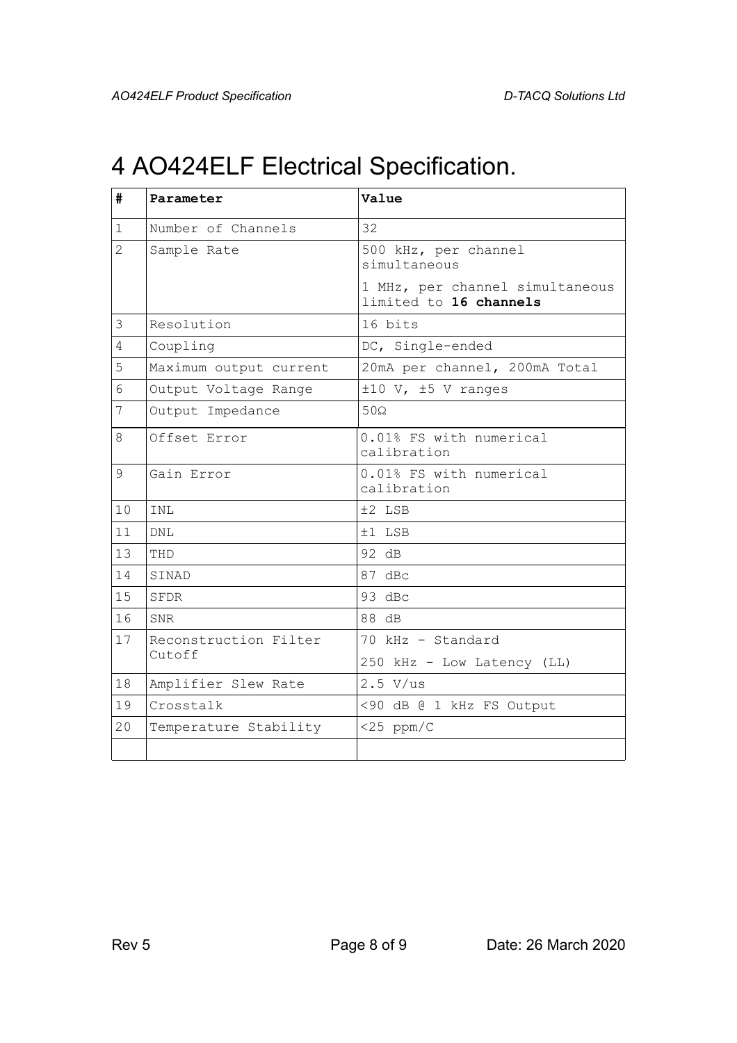# 4 AO424ELF Electrical Specification.

| # | Parameter | Value |
|---|---|---|
| 1 | Number of Channels | 32 |
| 2 | Sample Rate | 500 kHz, per channel simultaneous<br>1 MHz, per channel simultaneous limited to **16 channels** |
| 3 | Resolution | 16 bits |
| 4 | Coupling | DC, Single-ended |
| 5 | Maximum output current | 20mA per channel, 200mA Total |
| 6 | Output Voltage Range | ±10 V, ±5 V ranges |
| 7 | Output Impedance | 50Ω |
| 8 | Offset Error | 0.01% FS with numerical calibration |
| 9 | Gain Error | 0.01% FS with numerical calibration |
| 10 | INL | ±2 LSB |
| 11 | DNL | ±1 LSB |
| 13 | THD | 92 dB |
| 14 | SINAD | 87 dBc |
| 15 | SFDR | 93 dBc |
| 16 | SNR | 88 dB |
| 17 | Reconstruction Filter Cutoff | 70 kHz - Standard<br>250 kHz - Low Latency (LL) |
| 18 | Amplifier Slew Rate | 2.5 V/us |
| 19 | Crosstalk | <90 dB @ 1 kHz FS Output |
| 20 | Temperature Stability | <25 ppm/C |
| | | |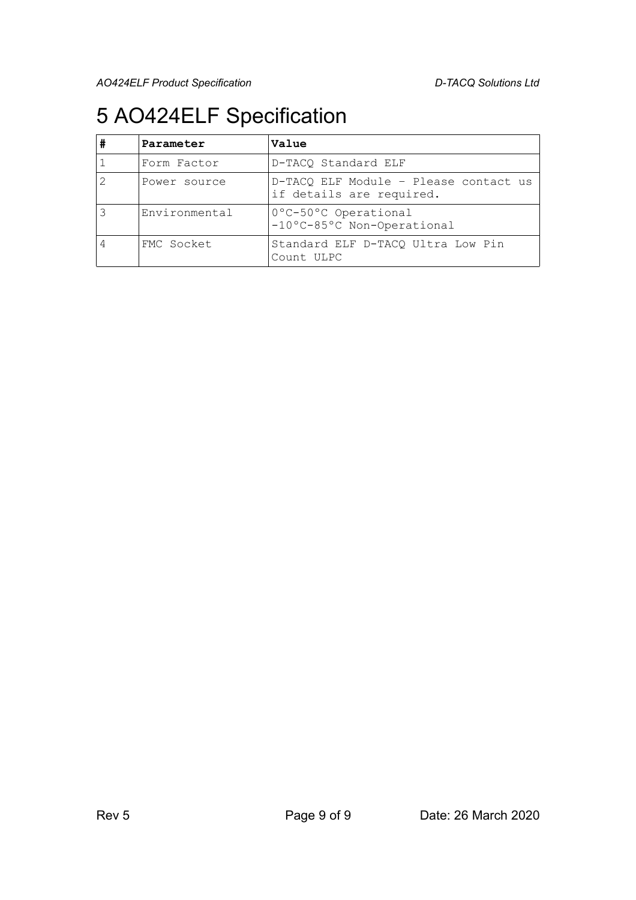# 5 AO424ELF Specification

| # | Parameter | Value |
|---|---|---|
| 1 | Form Factor | D-TACQ Standard ELF |
| 2 | Power source | D-TACQ ELF Module – Please contact us if details are required. |
| 3 | Environmental | 0°C-50°C Operational<br>-10°C-85°C Non-Operational |
| 4 | FMC Socket | Standard ELF D-TACQ Ultra Low Pin Count ULPC |